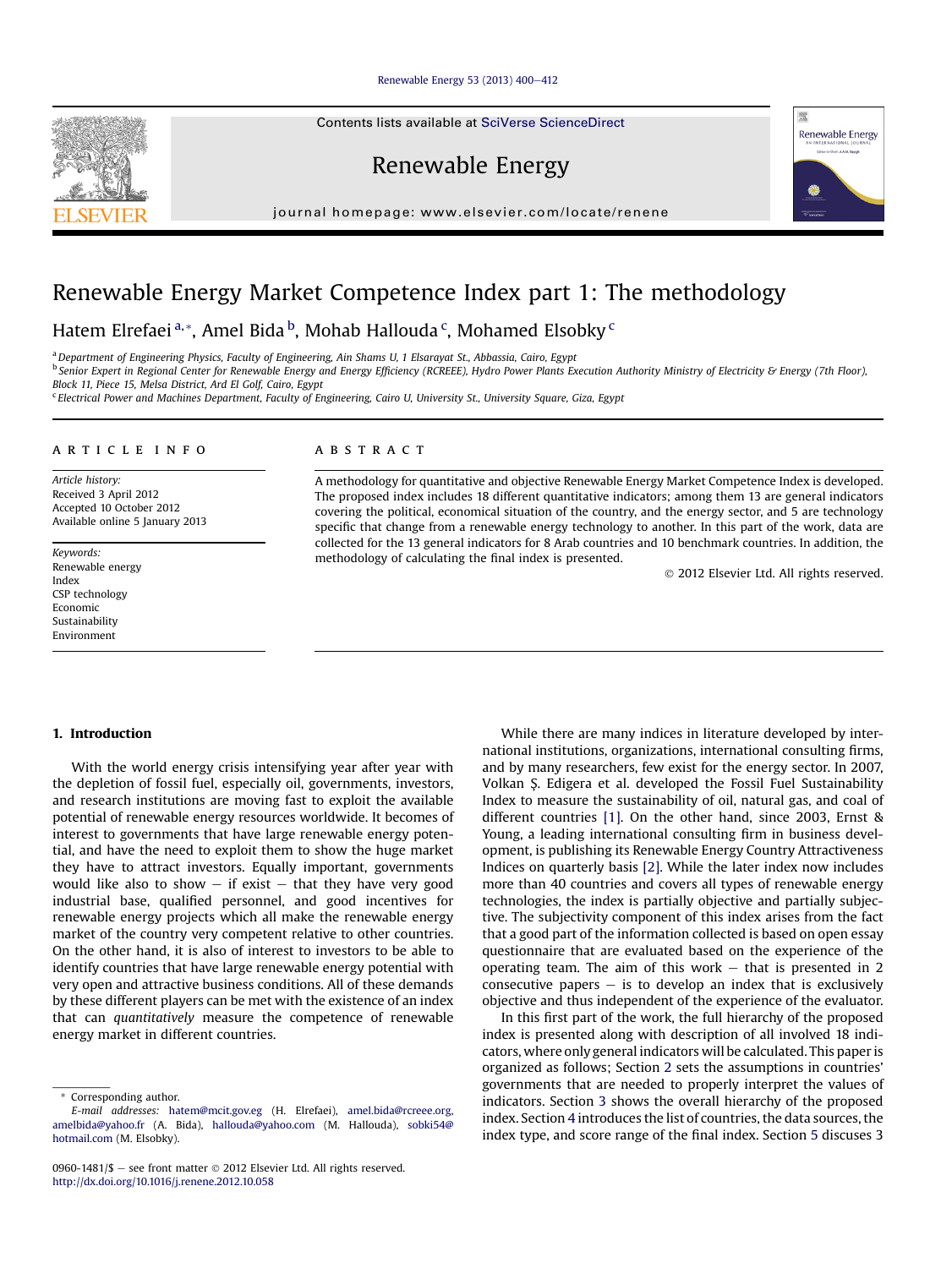# Renewable Energy Market Competence Index part 1: The methodology

Hatem Elrefaei [a,*], Amel Bida [b], Mohab Hallouda [c], Mohamed Elsobky [c]

[a] Department of Engineering Physics, Faculty of Engineering, Ain Shams U, 1 Elsarayat St., Abbassia, Cairo, Egypt

[b] Senior Expert in Regional Center for Renewable Energy and Energy Efficiency (RCREEE), Hydro Power Plants Execution Authority Ministry of Electricity & Energy (7th Floor), Block 11, Piece 15, Melsa District, Ard El Golf, Cairo, Egypt

[c] Electrical Power and Machines Department, Faculty of Engineering, Cairo U, University St., University Square, Giza, Egypt

## ARTICLE INFO

*Article history:*
Received 3 April 2012
Accepted 10 October 2012
Available online 5 January 2013

*Keywords:*
Renewable energy
Index
CSP technology
Economic
Sustainability
Environment

## ABSTRACT

A methodology for quantitative and objective Renewable Energy Market Competence Index is developed. The proposed index includes 18 different quantitative indicators; among them 13 are general indicators covering the political, economical situation of the country, and the energy sector, and 5 are technology specific that change from a renewable energy technology to another. In this part of the work, data are collected for the 13 general indicators for 8 Arab countries and 10 benchmark countries. In addition, the methodology of calculating the final index is presented.

© 2012 Elsevier Ltd. All rights reserved.

## 1. Introduction

With the world energy crisis intensifying year after year with the depletion of fossil fuel, especially oil, governments, investors, and research institutions are moving fast to exploit the available potential of renewable energy resources worldwide. It becomes of interest to governments that have large renewable energy potential, and have the need to exploit them to show the huge market they have to attract investors. Equally important, governments would like also to show – if exist – that they have very good industrial base, qualified personnel, and good incentives for renewable energy projects which all make the renewable energy market of the country very competent relative to other countries. On the other hand, it is also of interest to investors to be able to identify countries that have large renewable energy potential with very open and attractive business conditions. All of these demands by these different players can be met with the existence of an index that can *quantitatively* measure the competence of renewable energy market in different countries.

While there are many indices in literature developed by international institutions, organizations, international consulting firms, and by many researchers, few exist for the energy sector. In 2007, Volkan Ş. Edigera et al. developed the Fossil Fuel Sustainability Index to measure the sustainability of oil, natural gas, and coal of different countries [1]. On the other hand, since 2003, Ernst & Young, a leading international consulting firm in business development, is publishing its Renewable Energy Country Attractiveness Indices on quarterly basis [2]. While the later index now includes more than 40 countries and covers all types of renewable energy technologies, the index is partially objective and partially subjective. The subjectivity component of this index arises from the fact that a good part of the information collected is based on open essay questionnaire that are evaluated based on the experience of the operating team. The aim of this work – that is presented in 2 consecutive papers – is to develop an index that is exclusively objective and thus independent of the experience of the evaluator.

In this first part of the work, the full hierarchy of the proposed index is presented along with description of all involved 18 indicators, where only general indicators will be calculated. This paper is organized as follows; Section 2 sets the assumptions in countries' governments that are needed to properly interpret the values of indicators. Section 3 shows the overall hierarchy of the proposed index. Section 4 introduces the list of countries, the data sources, the index type, and score range of the final index. Section 5 discuses 3

---

* Corresponding author.
*E-mail addresses:* hatem@mcit.gov.eg (H. Elrefaei), amel.bida@rcreee.org, amelbida@yahoo.fr (A. Bida), hallouda@yahoo.com (M. Hallouda), sobki54@hotmail.com (M. Elsobky).

0960-1481/$ – see front matter © 2012 Elsevier Ltd. All rights reserved.
http://dx.doi.org/10.1016/j.renene.2012.10.058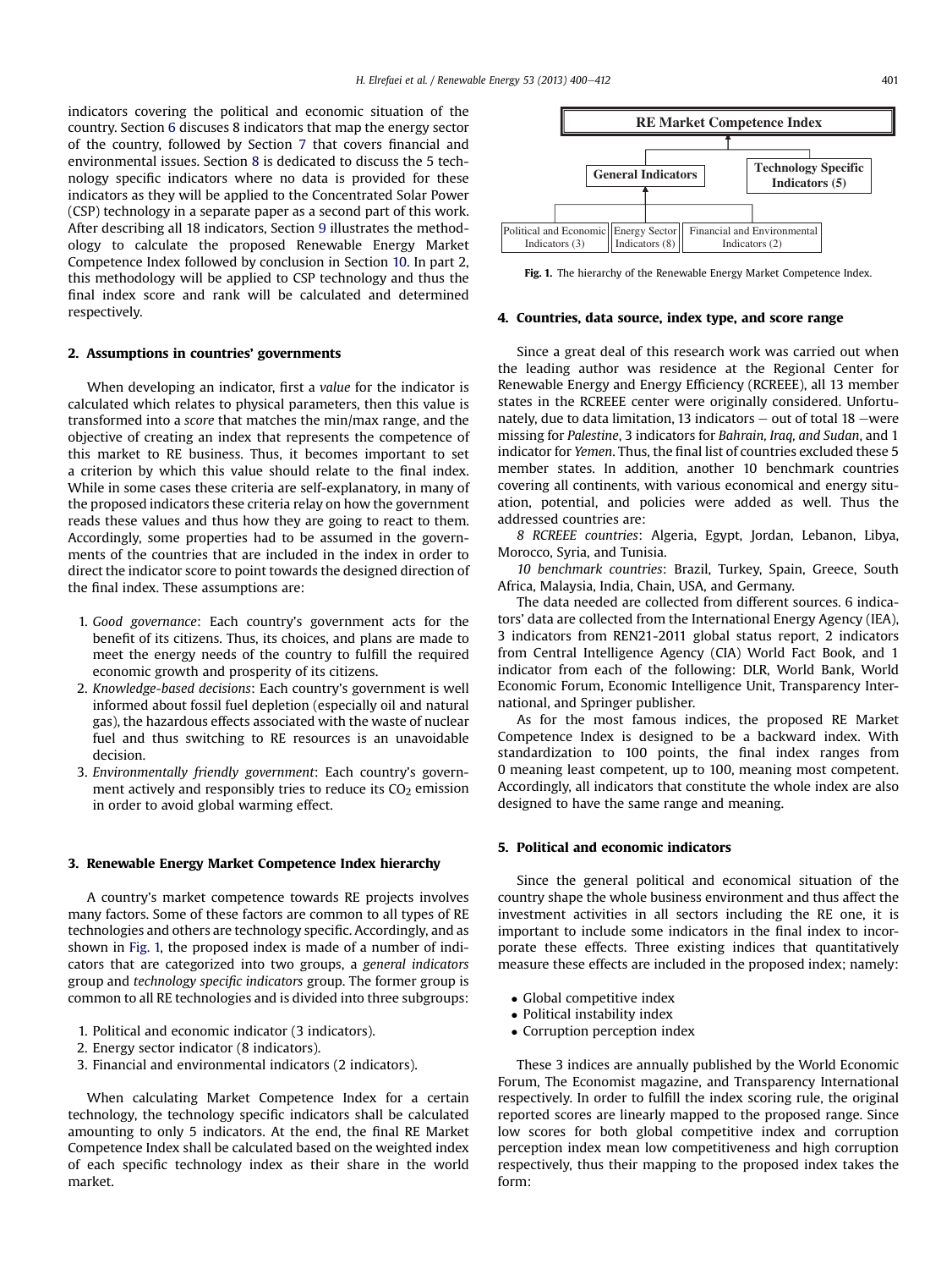indicators covering the political and economic situation of the country. Section 6 discuses 8 indicators that map the energy sector of the country, followed by Section 7 that covers financial and environmental issues. Section 8 is dedicated to discuss the 5 technology specific indicators where no data is provided for these indicators as they will be applied to the Concentrated Solar Power (CSP) technology in a separate paper as a second part of this work. After describing all 18 indicators, Section 9 illustrates the methodology to calculate the proposed Renewable Energy Market Competence Index followed by conclusion in Section 10. In part 2, this methodology will be applied to CSP technology and thus the final index score and rank will be calculated and determined respectively.

## 2. Assumptions in countries' governments

When developing an indicator, first a *value* for the indicator is calculated which relates to physical parameters, then this value is transformed into a *score* that matches the min/max range, and the objective of creating an index that represents the competence of this market to RE business. Thus, it becomes important to set a criterion by which this value should relate to the final index. While in some cases these criteria are self-explanatory, in many of the proposed indicators these criteria relay on how the government reads these values and thus how they are going to react to them. Accordingly, some properties had to be assumed in the governments of the countries that are included in the index in order to direct the indicator score to point towards the designed direction of the final index. These assumptions are:

1. *Good governance*: Each country's government acts for the benefit of its citizens. Thus, its choices, and plans are made to meet the energy needs of the country to fulfill the required economic growth and prosperity of its citizens.
2. *Knowledge-based decisions*: Each country's government is well informed about fossil fuel depletion (especially oil and natural gas), the hazardous effects associated with the waste of nuclear fuel and thus switching to RE resources is an unavoidable decision.
3. *Environmentally friendly government*: Each country's government actively and responsibly tries to reduce its $CO_2$ emission in order to avoid global warming effect.

## 3. Renewable Energy Market Competence Index hierarchy

A country's market competence towards RE projects involves many factors. Some of these factors are common to all types of RE technologies and others are technology specific. Accordingly, and as shown in Fig. 1, the proposed index is made of a number of indicators that are categorized into two groups, a *general indicators* group and *technology specific indicators* group. The former group is common to all RE technologies and is divided into three subgroups:

1. Political and economic indicator (3 indicators).
2. Energy sector indicator (8 indicators).
3. Financial and environmental indicators (2 indicators).

When calculating Market Competence Index for a certain technology, the technology specific indicators shall be calculated amounting to only 5 indicators. At the end, the final RE Market Competence Index shall be calculated based on the weighted index of each specific technology index as their share in the world market.

RE Market Competence Index

General Indicators | Technology Specific Indicators (5)

Political and Economic Indicators (3) | Energy Sector Indicators (8) | Financial and Environmental Indicators (2)

**Fig. 1.** The hierarchy of the Renewable Energy Market Competence Index.

## 4. Countries, data source, index type, and score range

Since a great deal of this research work was carried out when the leading author was residence at the Regional Center for Renewable Energy and Energy Efficiency (RCREEE), all 13 member states in the RCREEE center were originally considered. Unfortunately, due to data limitation, 13 indicators – out of total 18 –were missing for *Palestine*, 3 indicators for *Bahrain, Iraq, and Sudan*, and 1 indicator for *Yemen*. Thus, the final list of countries excluded these 5 member states. In addition, another 10 benchmark countries covering all continents, with various economical and energy situation, potential, and policies were added as well. Thus the addressed countries are:

*8 RCREEE countries*: Algeria, Egypt, Jordan, Lebanon, Libya, Morocco, Syria, and Tunisia.

*10 benchmark countries*: Brazil, Turkey, Spain, Greece, South Africa, Malaysia, India, Chain, USA, and Germany.

The data needed are collected from different sources. 6 indicators' data are collected from the International Energy Agency (IEA), 3 indicators from REN21-2011 global status report, 2 indicators from Central Intelligence Agency (CIA) World Fact Book, and 1 indicator from each of the following: DLR, World Bank, World Economic Forum, Economic Intelligence Unit, Transparency International, and Springer publisher.

As for the most famous indices, the proposed RE Market Competence Index is designed to be a backward index. With standardization to 100 points, the final index ranges from 0 meaning least competent, up to 100, meaning most competent. Accordingly, all indicators that constitute the whole index are also designed to have the same range and meaning.

## 5. Political and economic indicators

Since the general political and economical situation of the country shape the whole business environment and thus affect the investment activities in all sectors including the RE one, it is important to include some indicators in the final index to incorporate these effects. Three existing indices that quantitatively measure these effects are included in the proposed index; namely:

- Global competitive index
- Political instability index
- Corruption perception index

These 3 indices are annually published by the World Economic Forum, The Economist magazine, and Transparency International respectively. In order to fulfill the index scoring rule, the original reported scores are linearly mapped to the proposed range. Since low scores for both global competitive index and corruption perception index mean low competitiveness and high corruption respectively, thus their mapping to the proposed index takes the form: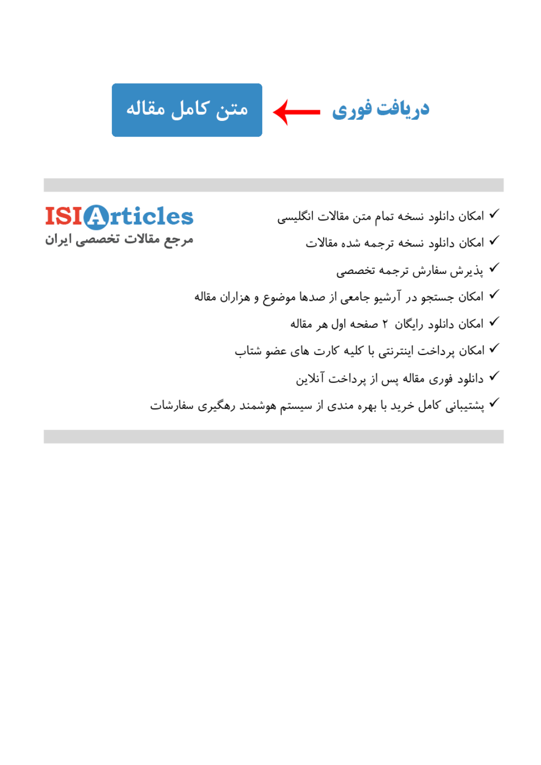دریافت فوری ← متن کامل مقاله

**ISIArticles**
مرجع مقالات تخصصی ایران

- ✓ امکان دانلود نسخه تمام متن مقالات انگلیسی
- ✓ امکان دانلود نسخه ترجمه شده مقالات
- ✓ پذیرش سفارش ترجمه تخصصی
- ✓ امکان جستجو در آرشیو جامعی از صدها موضوع و هزاران مقاله
- ✓ امکان دانلود رایگان ۲ صفحه اول هر مقاله
- ✓ امکان پرداخت اینترنتی با کلیه کارت های عضو شتاب
- ✓ دانلود فوری مقاله پس از پرداخت آنلاین
- ✓ پشتیبانی کامل خرید با بهره مندی از سیستم هوشمند رهگیری سفارشات